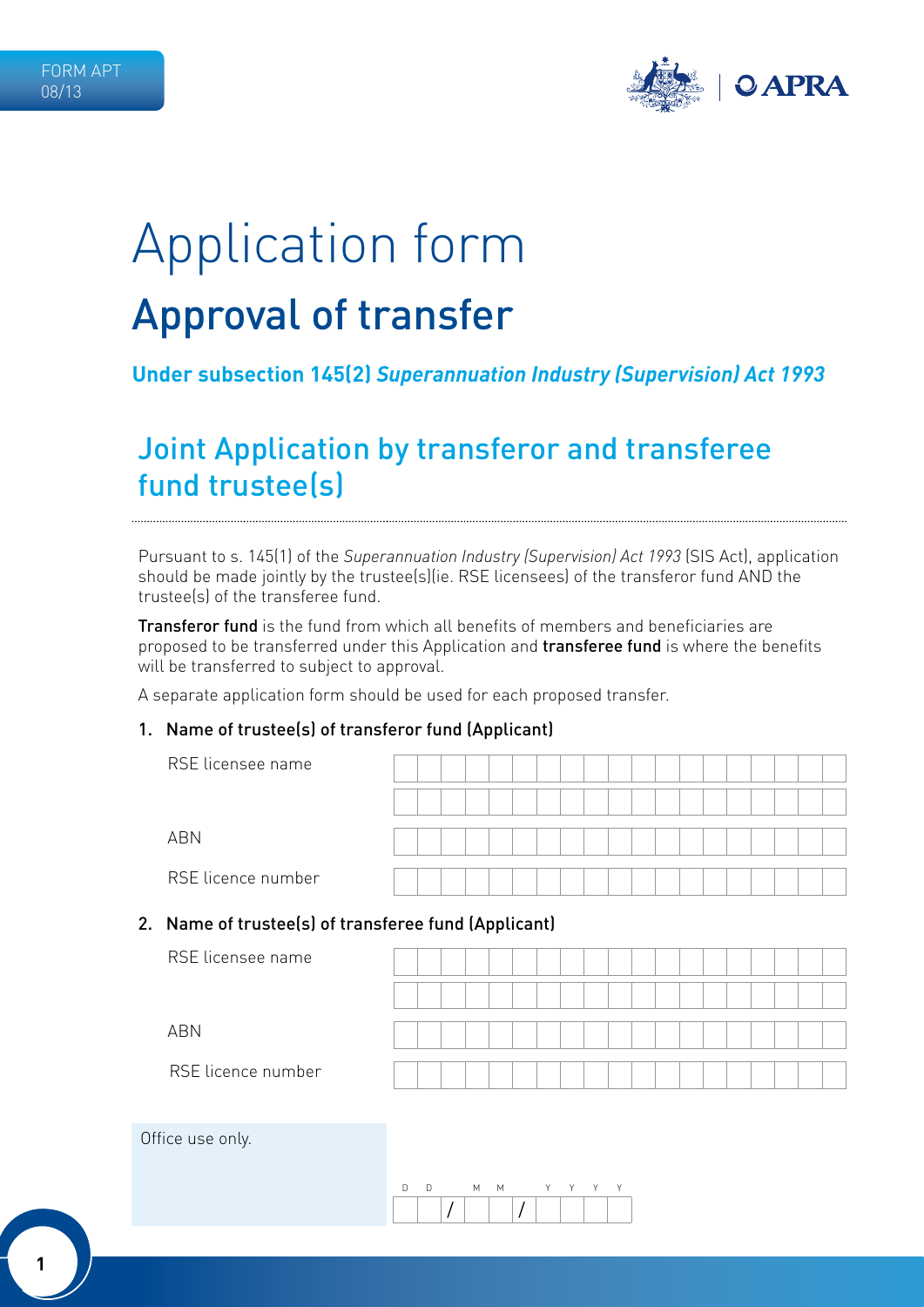FORM APT
08/13

# Application form

## Approval of transfer

**Under subsection 145(2) *Superannuation Industry (Supervision) Act 1993***

## Joint Application by transferor and transferee fund trustee(s)

Pursuant to s. 145(1) of the *Superannuation Industry (Supervision) Act 1993* (SIS Act), application should be made jointly by the trustee(s)(ie. RSE licensees) of the transferor fund AND the trustee(s) of the transferee fund.

**Transferor fund** is the fund from which all benefits of members and beneficiaries are proposed to be transferred under this Application and **transferee fund** is where the benefits will be transferred to subject to approval.

A separate application form should be used for each proposed transfer.

### 1. Name of trustee(s) of transferor fund (Applicant)

RSE licensee name

ABN

RSE licence number

### 2. Name of trustee(s) of transferee fund (Applicant)

RSE licensee name

ABN

RSE licence number

Office use only.

D D / M M / Y Y Y Y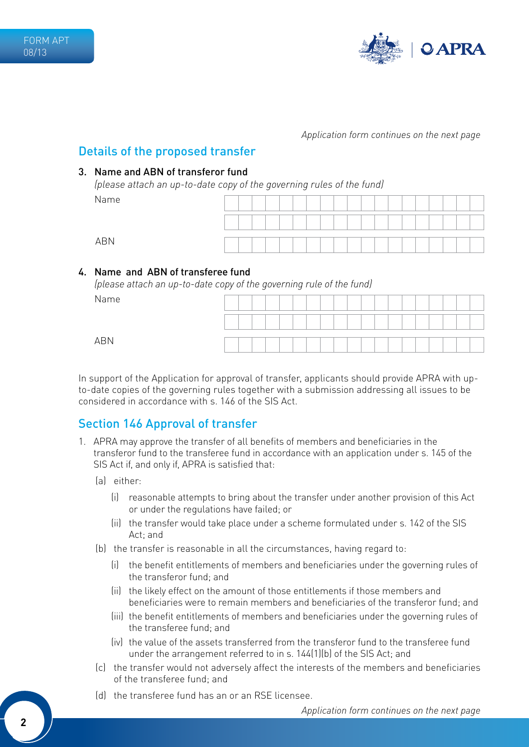*Application form continues on the next page*

## Details of the proposed transfer

### 3. Name and ABN of transferor fund

*(please attach an up-to-date copy of the governing rules of the fund)*

Name

ABN

### 4. Name and ABN of transferee fund

*(please attach an up-to-date copy of the governing rule of the fund)*

Name

ABN

In support of the Application for approval of transfer, applicants should provide APRA with up-to-date copies of the governing rules together with a submission addressing all issues to be considered in accordance with s. 146 of the SIS Act.

## Section 146 Approval of transfer

1. APRA may approve the transfer of all benefits of members and beneficiaries in the transferor fund to the transferee fund in accordance with an application under s. 145 of the SIS Act if, and only if, APRA is satisfied that:
   - (a) either:
     - (i) reasonable attempts to bring about the transfer under another provision of this Act or under the regulations have failed; or
     - (ii) the transfer would take place under a scheme formulated under s. 142 of the SIS Act; and
   - (b) the transfer is reasonable in all the circumstances, having regard to:
     - (i) the benefit entitlements of members and beneficiaries under the governing rules of the transferor fund; and
     - (ii) the likely effect on the amount of those entitlements if those members and beneficiaries were to remain members and beneficiaries of the transferor fund; and
     - (iii) the benefit entitlements of members and beneficiaries under the governing rules of the transferee fund; and
     - (iv) the value of the assets transferred from the transferor fund to the transferee fund under the arrangement referred to in s. 144(1)(b) of the SIS Act; and
   - (c) the transfer would not adversely affect the interests of the members and beneficiaries of the transferee fund; and
   - (d) the transferee fund has an or an RSE licensee.

*Application form continues on the next page*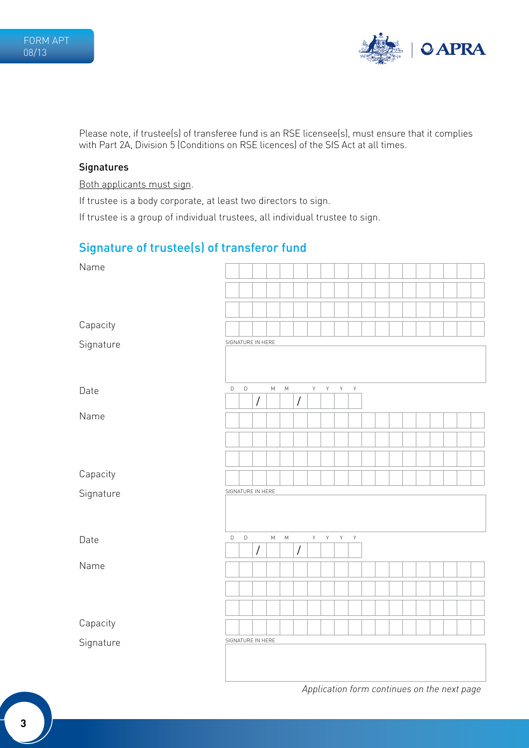Please note, if trustee(s) of transferee fund is an RSE licensee(s), must ensure that it complies with Part 2A, Division 5 (Conditions on RSE licences) of the SIS Act at all times.

### Signatures

Both applicants must sign.

If trustee is a body corporate, at least two directors to sign.

If trustee is a group of individual trustees, all individual trustee to sign.

## Signature of trustee(s) of transferor fund

Name

Capacity

Signature

SIGNATURE IN HERE

Date

D D / M M / Y Y Y Y

Name

Capacity

Signature

SIGNATURE IN HERE

Date

D D / M M / Y Y Y Y

Name

Capacity

Signature

SIGNATURE IN HERE

*Application form continues on the next page*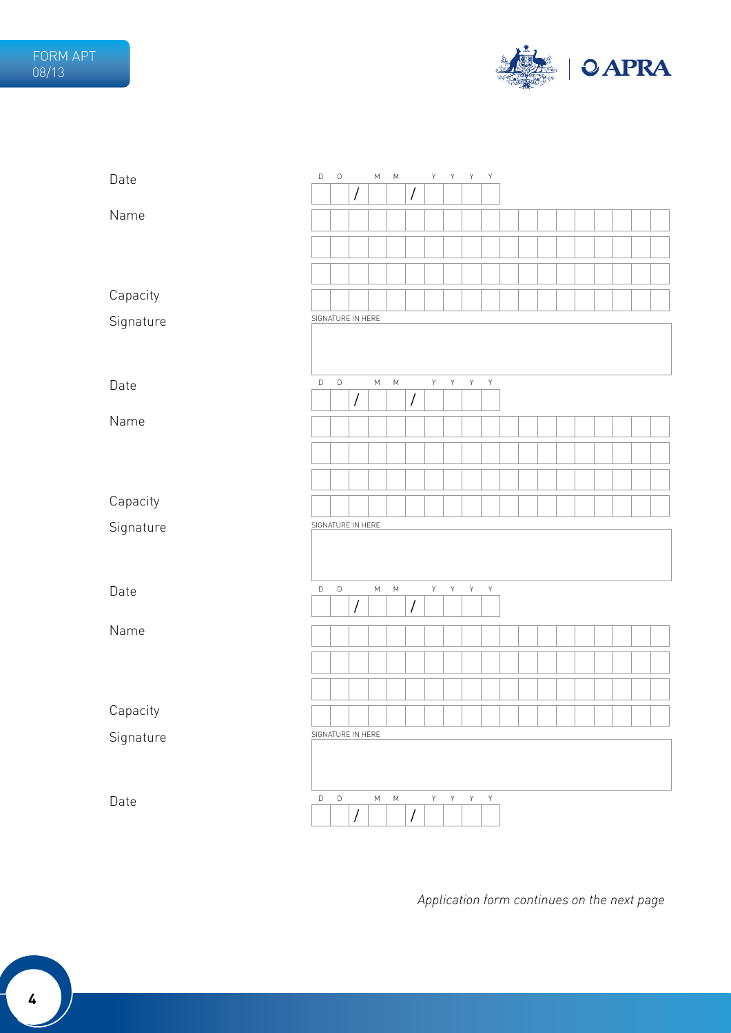FORM APT
08/13

Date DD / MM / YYYY

Name

Capacity

Signature

SIGNATURE IN HERE

Date DD / MM / YYYY

Name

Capacity

Signature

SIGNATURE IN HERE

Date DD / MM / YYYY

Name

Capacity

Signature

SIGNATURE IN HERE

Date DD / MM / YYYY

*Application form continues on the next page*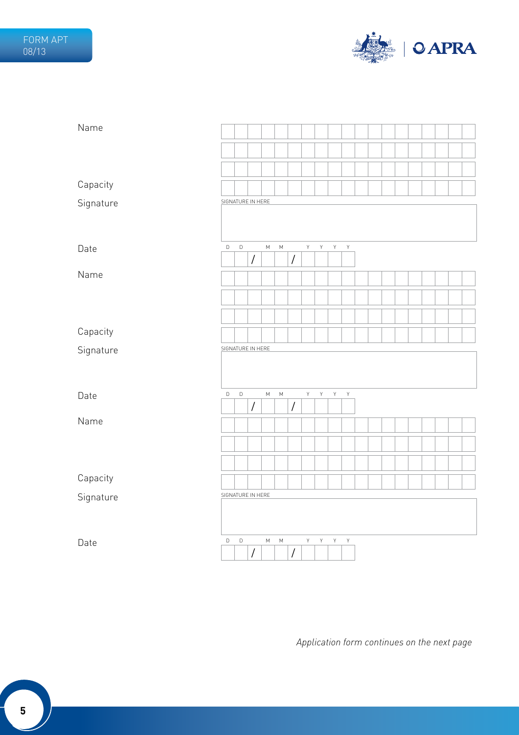Name

Capacity

Signature

SIGNATURE IN HERE

Date

D D / M M / Y Y Y Y

Name

Capacity

Signature

SIGNATURE IN HERE

Date

D D / M M / Y Y Y Y

Name

Capacity

Signature

SIGNATURE IN HERE

Date

D D / M M / Y Y Y Y

*Application form continues on the next page*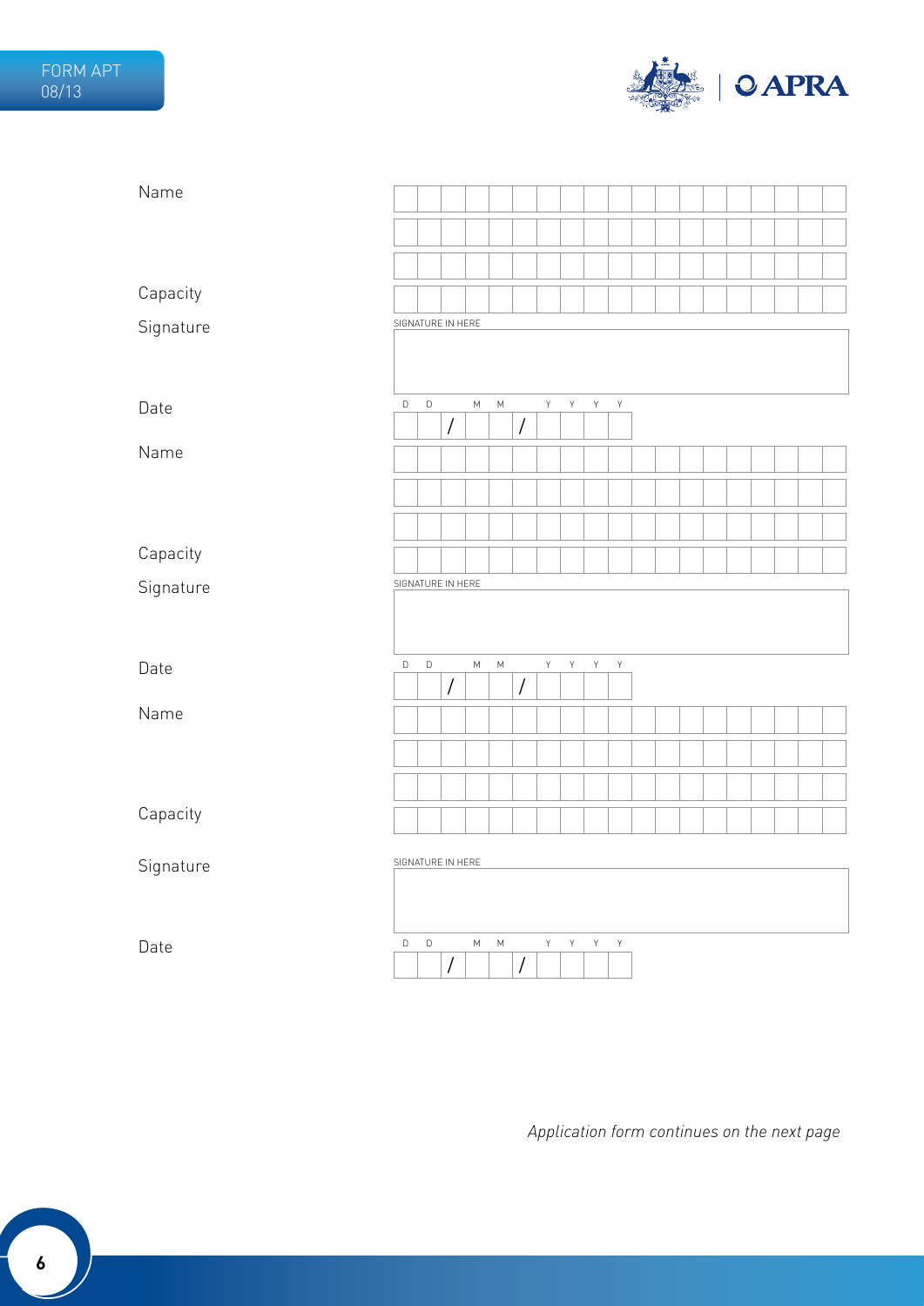Name

Capacity

Signature

SIGNATURE IN HERE

Date

D D / M M / Y Y Y Y

Name

Capacity

Signature

SIGNATURE IN HERE

Date

D D / M M / Y Y Y Y

Name

Capacity

Signature

SIGNATURE IN HERE

Date

D D / M M / Y Y Y Y

*Application form continues on the next page*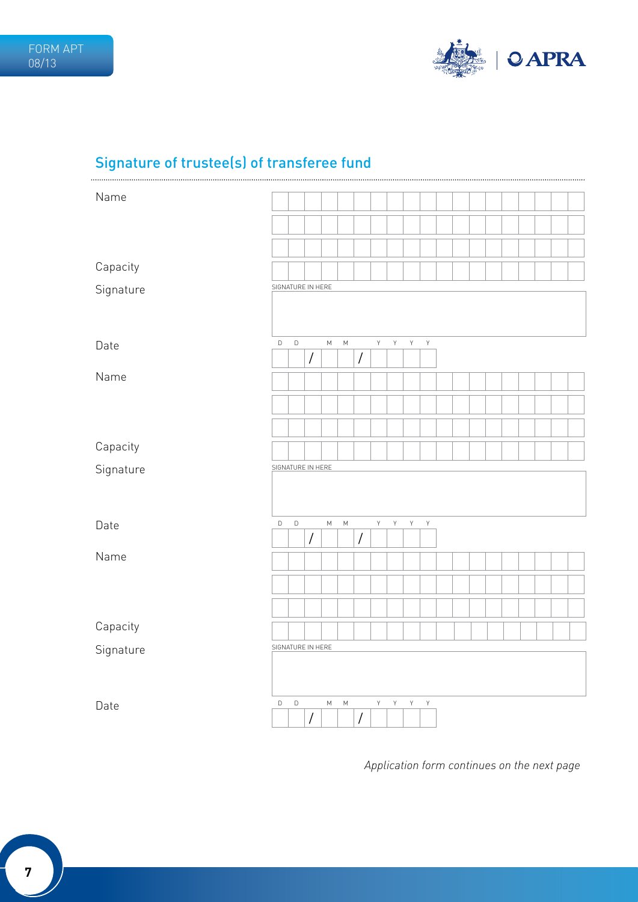## Signature of trustee(s) of transferee fund

Name

Capacity

Signature

SIGNATURE IN HERE

Date

D D / M M / Y Y Y Y

Name

Capacity

Signature

SIGNATURE IN HERE

Date

D D / M M / Y Y Y Y

Name

Capacity

Signature

SIGNATURE IN HERE

Date

D D / M M / Y Y Y Y

*Application form continues on the next page*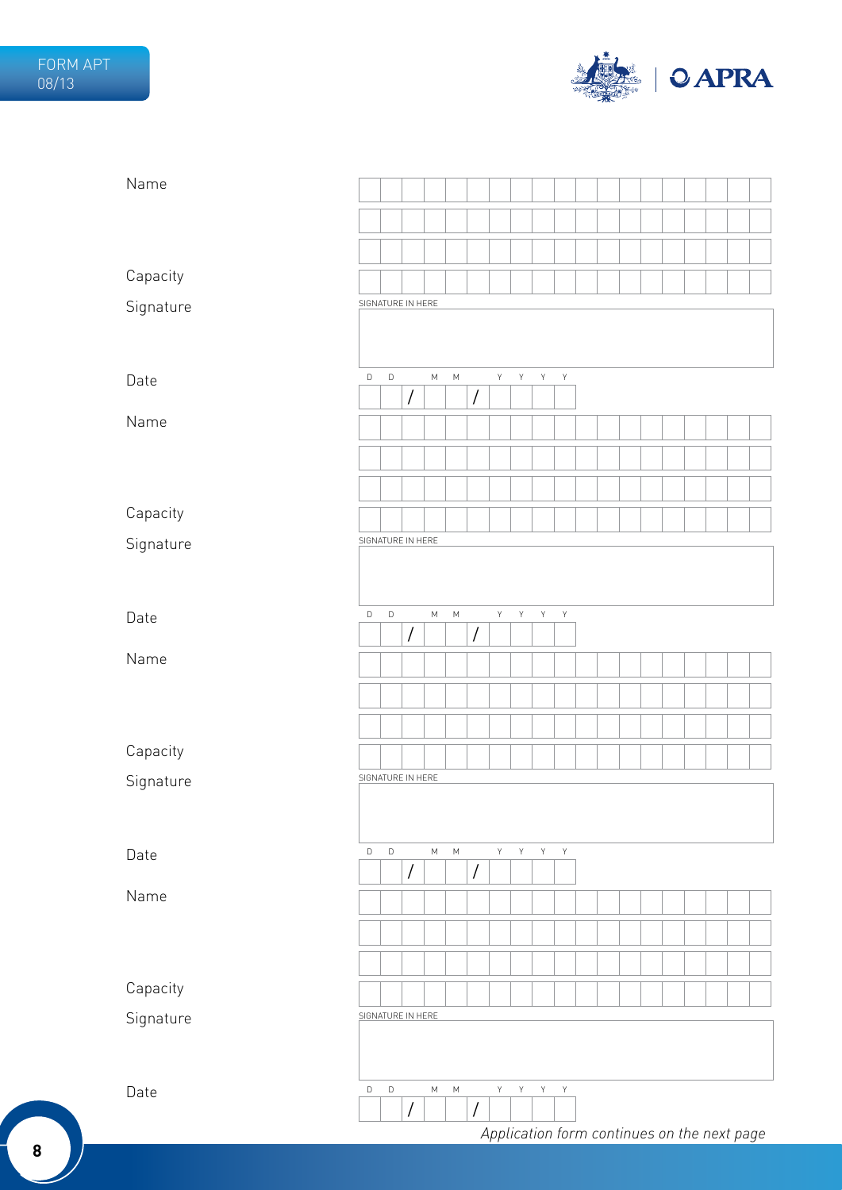Name

Capacity

Signature

SIGNATURE IN HERE

Date

D D / M M / Y Y Y Y

Name

Capacity

Signature

SIGNATURE IN HERE

Date

D D / M M / Y Y Y Y

Name

Capacity

Signature

SIGNATURE IN HERE

Date

D D / M M / Y Y Y Y

Name

Capacity

Signature

SIGNATURE IN HERE

Date

D D / M M / Y Y Y Y

*Application form continues on the next page*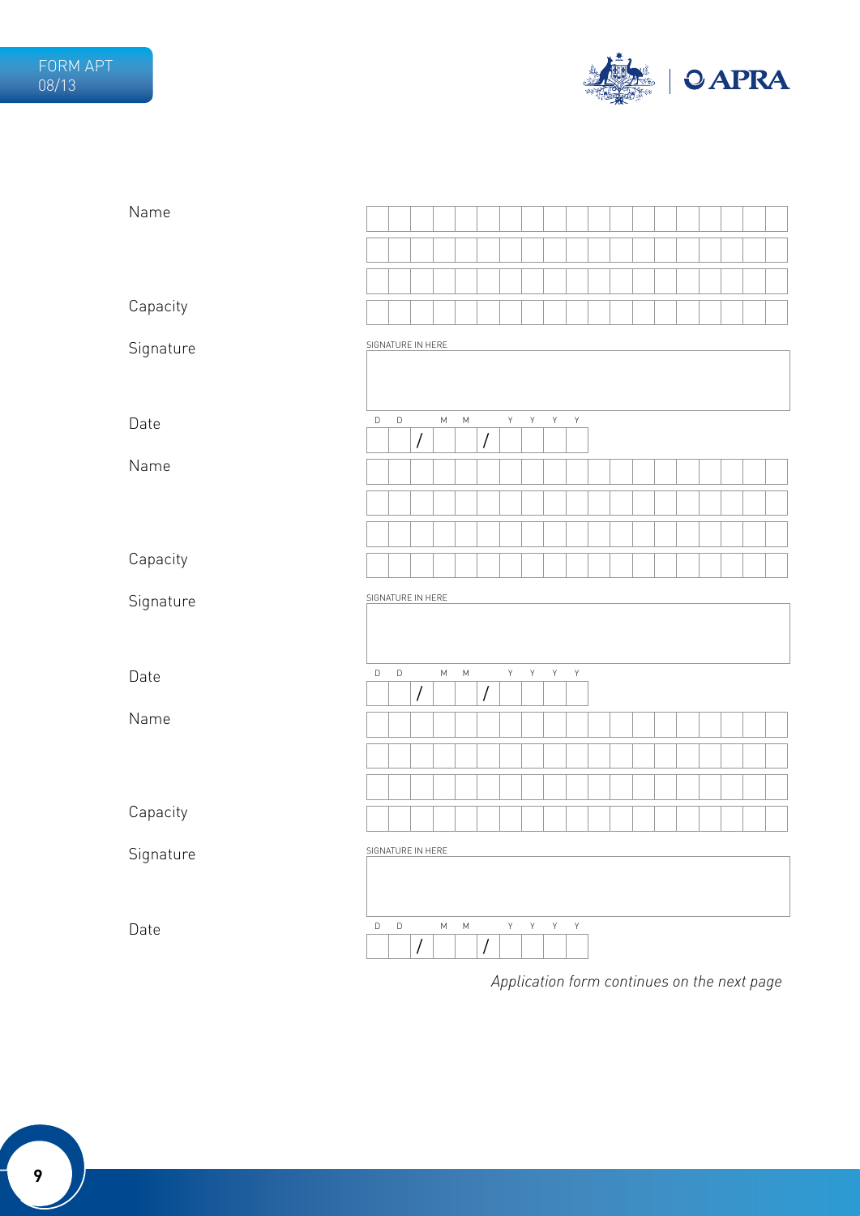Name

Capacity

Signature

SIGNATURE IN HERE

Date

D D / M M / Y Y Y Y

Name

Capacity

Signature

SIGNATURE IN HERE

Date

D D / M M / Y Y Y Y

Name

Capacity

Signature

SIGNATURE IN HERE

Date

D D / M M / Y Y Y Y

*Application form continues on the next page*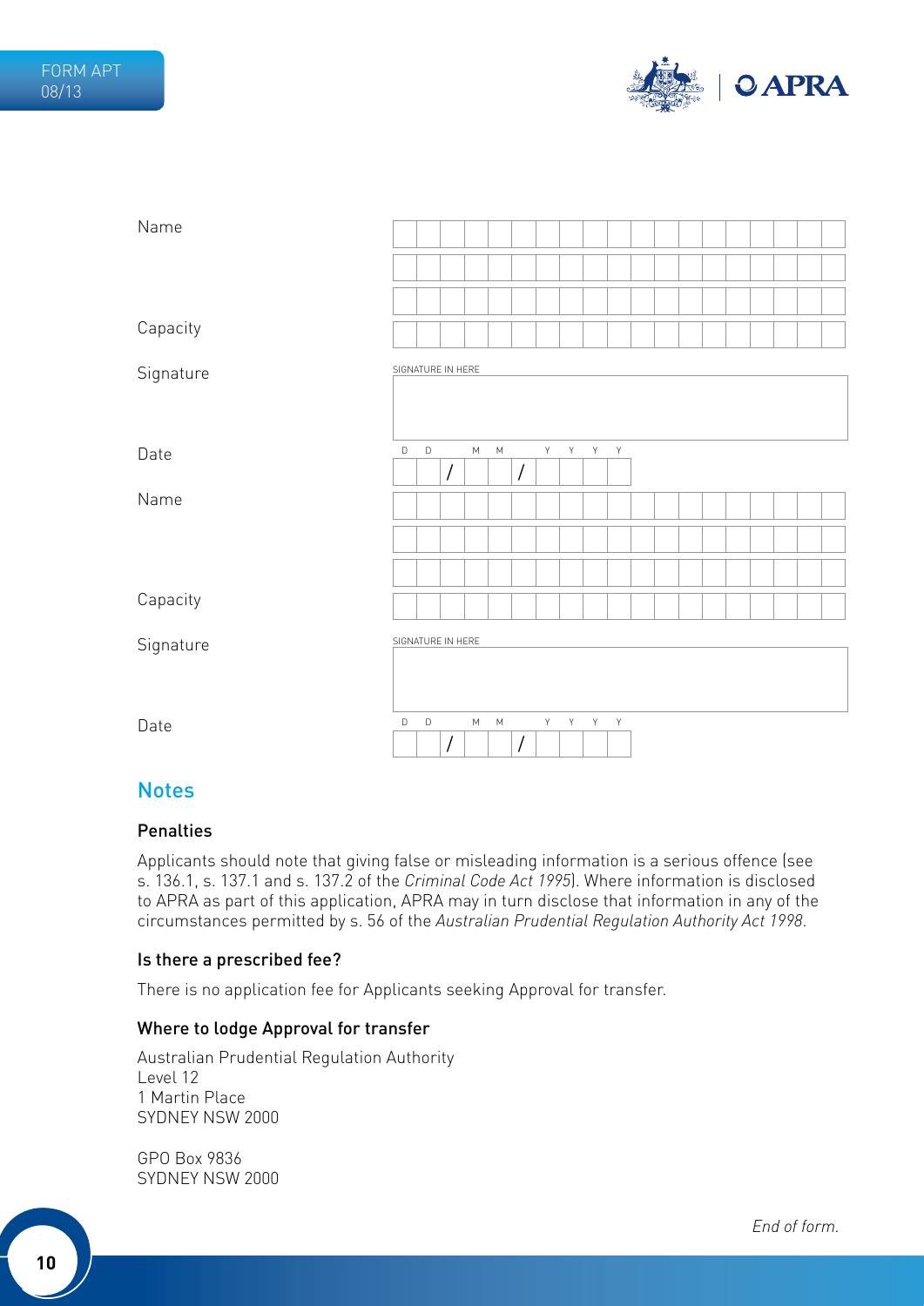Name

Capacity

Signature

SIGNATURE IN HERE

Date

D D / M M / Y Y Y Y

Name

Capacity

Signature

SIGNATURE IN HERE

Date

D D / M M / Y Y Y Y

## Notes

### Penalties

Applicants should note that giving false or misleading information is a serious offence (see s. 136.1, s. 137.1 and s. 137.2 of the *Criminal Code Act 1995*). Where information is disclosed to APRA as part of this application, APRA may in turn disclose that information in any of the circumstances permitted by s. 56 of the *Australian Prudential Regulation Authority Act 1998*.

### Is there a prescribed fee?

There is no application fee for Applicants seeking Approval for transfer.

### Where to lodge Approval for transfer

Australian Prudential Regulation Authority
Level 12
1 Martin Place
SYDNEY NSW 2000

GPO Box 9836
SYDNEY NSW 2000

*End of form.*